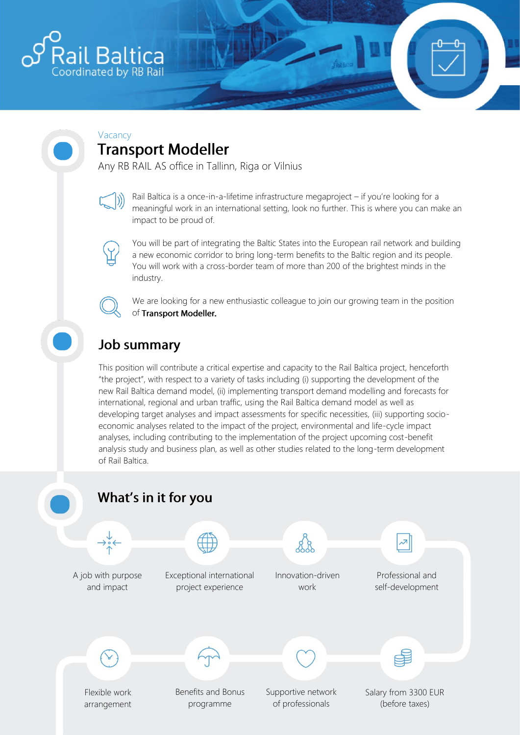Rail Baltica
Coordinated by RB Rail

Vacancy

# Transport Modeller

Any RB RAIL AS office in Tallinn, Riga or Vilnius

Rail Baltica is a once-in-a-lifetime infrastructure megaproject – if you're looking for a meaningful work in an international setting, look no further. This is where you can make an impact to be proud of.

You will be part of integrating the Baltic States into the European rail network and building a new economic corridor to bring long-term benefits to the Baltic region and its people. You will work with a cross-border team of more than 200 of the brightest minds in the industry.

We are looking for a new enthusiastic colleague to join our growing team in the position of **Transport Modeller.**

## Job summary

This position will contribute a critical expertise and capacity to the Rail Baltica project, henceforth "the project", with respect to a variety of tasks including (i) supporting the development of the new Rail Baltica demand model, (ii) implementing transport demand modelling and forecasts for international, regional and urban traffic, using the Rail Baltica demand model as well as developing target analyses and impact assessments for specific necessities, (iii) supporting socio-economic analyses related to the impact of the project, environmental and life-cycle impact analyses, including contributing to the implementation of the project upcoming cost-benefit analysis study and business plan, as well as other studies related to the long-term development of Rail Baltica.

## What's in it for you

- A job with purpose and impact
- Exceptional international project experience
- Innovation-driven work
- Professional and self-development
- Flexible work arrangement
- Benefits and Bonus programme
- Supportive network of professionals
- Salary from 3300 EUR (before taxes)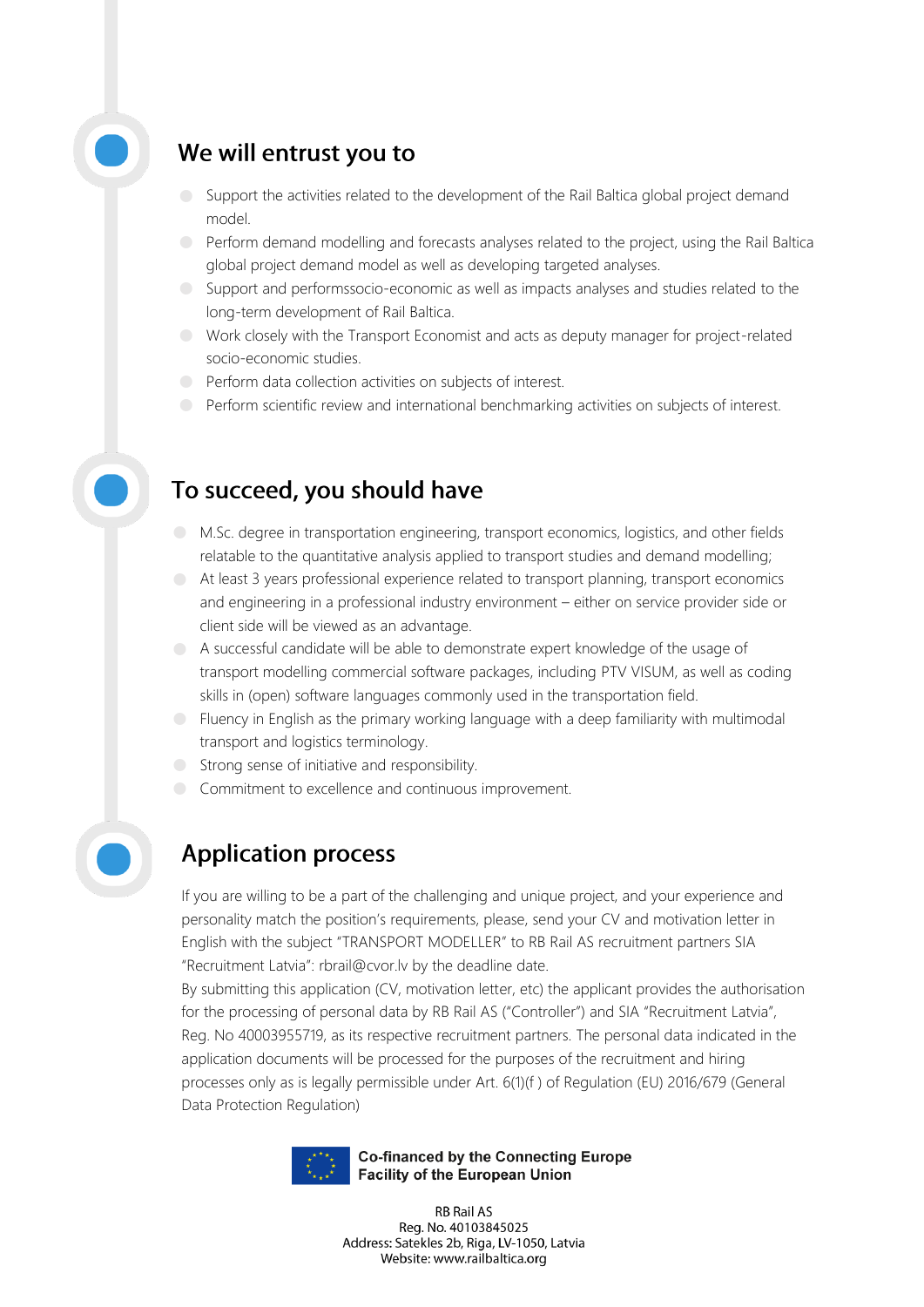## We will entrust you to

- Support the activities related to the development of the Rail Baltica global project demand model.
- Perform demand modelling and forecasts analyses related to the project, using the Rail Baltica global project demand model as well as developing targeted analyses.
- Support and performssocio-economic as well as impacts analyses and studies related to the long-term development of Rail Baltica.
- Work closely with the Transport Economist and acts as deputy manager for project-related socio-economic studies.
- Perform data collection activities on subjects of interest.
- Perform scientific review and international benchmarking activities on subjects of interest.

## To succeed, you should have

- M.Sc. degree in transportation engineering, transport economics, logistics, and other fields relatable to the quantitative analysis applied to transport studies and demand modelling;
- At least 3 years professional experience related to transport planning, transport economics and engineering in a professional industry environment – either on service provider side or client side will be viewed as an advantage.
- A successful candidate will be able to demonstrate expert knowledge of the usage of transport modelling commercial software packages, including PTV VISUM, as well as coding skills in (open) software languages commonly used in the transportation field.
- Fluency in English as the primary working language with a deep familiarity with multimodal transport and logistics terminology.
- Strong sense of initiative and responsibility.
- Commitment to excellence and continuous improvement.

## Application process

If you are willing to be a part of the challenging and unique project, and your experience and personality match the position's requirements, please, send your CV and motivation letter in English with the subject "TRANSPORT MODELLER" to RB Rail AS recruitment partners SIA "Recruitment Latvia": rbrail@cvor.lv by the deadline date.
By submitting this application (CV, motivation letter, etc) the applicant provides the authorisation for the processing of personal data by RB Rail AS ("Controller") and SIA "Recruitment Latvia", Reg. No 40003955719, as its respective recruitment partners. The personal data indicated in the application documents will be processed for the purposes of the recruitment and hiring processes only as is legally permissible under Art. 6(1)(f ) of Regulation (EU) 2016/679 (General Data Protection Regulation)

**Co-financed by the Connecting Europe Facility of the European Union**

RB Rail AS
Reg. No. 40103845025
Address: Satekles 2b, Riga, LV-1050, Latvia
Website: www.railbaltica.org